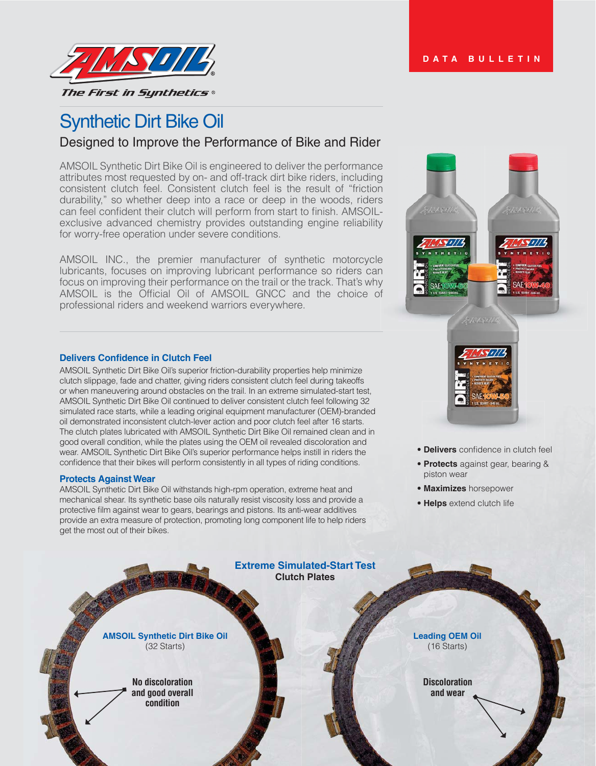AMSOIL

*The First in Synthetics®*

DATA BULLETIN

# Synthetic Dirt Bike Oil

## Designed to Improve the Performance of Bike and Rider

AMSOIL Synthetic Dirt Bike Oil is engineered to deliver the performance attributes most requested by on- and off-track dirt bike riders, including consistent clutch feel. Consistent clutch feel is the result of "friction durability," so whether deep into a race or deep in the woods, riders can feel confident their clutch will perform from start to finish. AMSOIL-exclusive advanced chemistry provides outstanding engine reliability for worry-free operation under severe conditions.

AMSOIL INC., the premier manufacturer of synthetic motorcycle lubricants, focuses on improving lubricant performance so riders can focus on improving their performance on the trail or the track. That's why AMSOIL is the Official Oil of AMSOIL GNCC and the choice of professional riders and weekend warriors everywhere.

- **Delivers** confidence in clutch feel
- **Protects** against gear, bearing & piston wear
- **Maximizes** horsepower
- **Helps** extend clutch life

### Delivers Confidence in Clutch Feel

AMSOIL Synthetic Dirt Bike Oil's superior friction-durability properties help minimize clutch slippage, fade and chatter, giving riders consistent clutch feel during takeoffs or when maneuvering around obstacles on the trail. In an extreme simulated-start test, AMSOIL Synthetic Dirt Bike Oil continued to deliver consistent clutch feel following 32 simulated race starts, while a leading original equipment manufacturer (OEM)-branded oil demonstrated inconsistent clutch-lever action and poor clutch feel after 16 starts. The clutch plates lubricated with AMSOIL Synthetic Dirt Bike Oil remained clean and in good overall condition, while the plates using the OEM oil revealed discoloration and wear. AMSOIL Synthetic Dirt Bike Oil's superior performance helps instill in riders the confidence that their bikes will perform consistently in all types of riding conditions.

### Protects Against Wear

AMSOIL Synthetic Dirt Bike Oil withstands high-rpm operation, extreme heat and mechanical shear. Its synthetic base oils naturally resist viscosity loss and provide a protective film against wear to gears, bearings and pistons. Its anti-wear additives provide an extra measure of protection, promoting long component life to help riders get the most out of their bikes.

**Extreme Simulated-Start Test**
**Clutch Plates**

**AMSOIL Synthetic Dirt Bike Oil** (32 Starts) — No discoloration and good overall condition

**Leading OEM Oil** (16 Starts) — Discoloration and wear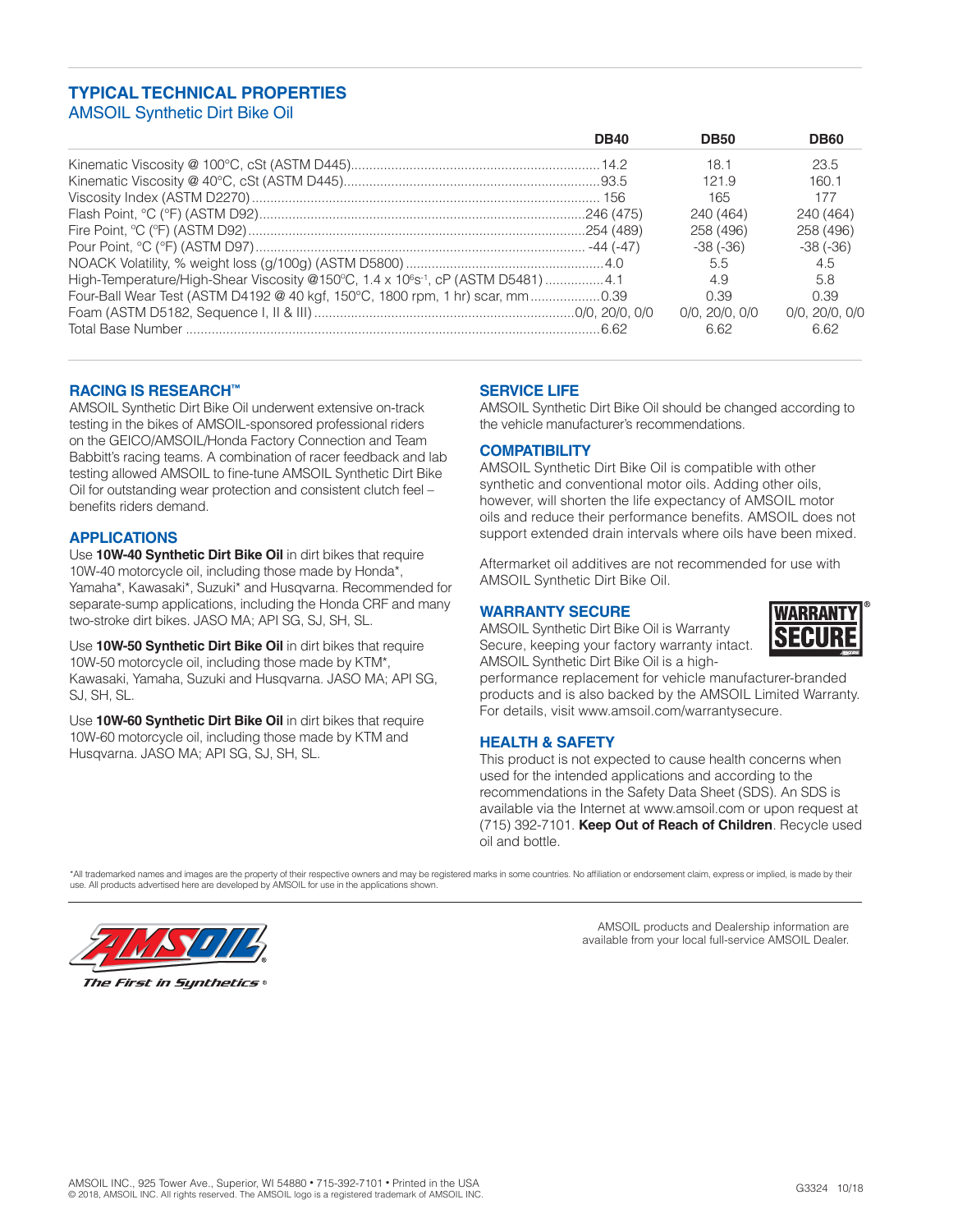## TYPICAL TECHNICAL PROPERTIES

AMSOIL Synthetic Dirt Bike Oil

| | DB40 | DB50 | DB60 |
|---|---|---|---|
| Kinematic Viscosity @ 100°C, cSt (ASTM D445) | 14.2 | 18.1 | 23.5 |
| Kinematic Viscosity @ 40°C, cSt (ASTM D445) | 93.5 | 121.9 | 160.1 |
| Viscosity Index (ASTM D2270) | 156 | 165 | 177 |
| Flash Point, °C (°F) (ASTM D92) | 246 (475) | 240 (464) | 240 (464) |
| Fire Point, °C (°F) (ASTM D92) | 254 (489) | 258 (496) | 258 (496) |
| Pour Point, °C (°F) (ASTM D97) | -44 (-47) | -38 (-36) | -38 (-36) |
| NOACK Volatility, % weight loss (g/100g) (ASTM D5800) | 4.0 | 5.5 | 4.5 |
| High-Temperature/High-Shear Viscosity @150°C, 1.4 x $10^6 s^{-1}$, cP (ASTM D5481) | 4.1 | 4.9 | 5.8 |
| Four-Ball Wear Test (ASTM D4192 @ 40 kgf, 150°C, 1800 rpm, 1 hr) scar, mm | 0.39 | 0.39 | 0.39 |
| Foam (ASTM D5182, Sequence I, II & III) | 0/0, 20/0, 0/0 | 0/0, 20/0, 0/0 | 0/0, 20/0, 0/0 |
| Total Base Number | 6.62 | 6.62 | 6.62 |

### RACING IS RESEARCH™

AMSOIL Synthetic Dirt Bike Oil underwent extensive on-track testing in the bikes of AMSOIL-sponsored professional riders on the GEICO/AMSOIL/Honda Factory Connection and Team Babbitt's racing teams. A combination of racer feedback and lab testing allowed AMSOIL to fine-tune AMSOIL Synthetic Dirt Bike Oil for outstanding wear protection and consistent clutch feel – benefits riders demand.

### APPLICATIONS

Use **10W-40 Synthetic Dirt Bike Oil** in dirt bikes that require 10W-40 motorcycle oil, including those made by Honda*, Yamaha*, Kawasaki*, Suzuki* and Husqvarna. Recommended for separate-sump applications, including the Honda CRF and many two-stroke dirt bikes. JASO MA; API SG, SJ, SH, SL.

Use **10W-50 Synthetic Dirt Bike Oil** in dirt bikes that require 10W-50 motorcycle oil, including those made by KTM*, Kawasaki, Yamaha, Suzuki and Husqvarna. JASO MA; API SG, SJ, SH, SL.

Use **10W-60 Synthetic Dirt Bike Oil** in dirt bikes that require 10W-60 motorcycle oil, including those made by KTM and Husqvarna. JASO MA; API SG, SJ, SH, SL.

### SERVICE LIFE

AMSOIL Synthetic Dirt Bike Oil should be changed according to the vehicle manufacturer's recommendations.

### COMPATIBILITY

AMSOIL Synthetic Dirt Bike Oil is compatible with other synthetic and conventional motor oils. Adding other oils, however, will shorten the life expectancy of AMSOIL motor oils and reduce their performance benefits. AMSOIL does not support extended drain intervals where oils have been mixed.

Aftermarket oil additives are not recommended for use with AMSOIL Synthetic Dirt Bike Oil.

### WARRANTY SECURE

AMSOIL Synthetic Dirt Bike Oil is Warranty Secure, keeping your factory warranty intact. AMSOIL Synthetic Dirt Bike Oil is a high-performance replacement for vehicle manufacturer-branded products and is also backed by the AMSOIL Limited Warranty. For details, visit www.amsoil.com/warrantysecure.

### HEALTH & SAFETY

This product is not expected to cause health concerns when used for the intended applications and according to the recommendations in the Safety Data Sheet (SDS). An SDS is available via the Internet at www.amsoil.com or upon request at (715) 392-7101. **Keep Out of Reach of Children**. Recycle used oil and bottle.

*All trademarked names and images are the property of their respective owners and may be registered marks in some countries. No affiliation or endorsement claim, express or implied, is made by their use. All products advertised here are developed by AMSOIL for use in the applications shown.

The First in Synthetics®

AMSOIL products and Dealership information are available from your local full-service AMSOIL Dealer.

AMSOIL INC., 925 Tower Ave., Superior, WI 54880 • 715-392-7101 • Printed in the USA
© 2018, AMSOIL INC. All rights reserved. The AMSOIL logo is a registered trademark of AMSOIL INC.

G3324 10/18